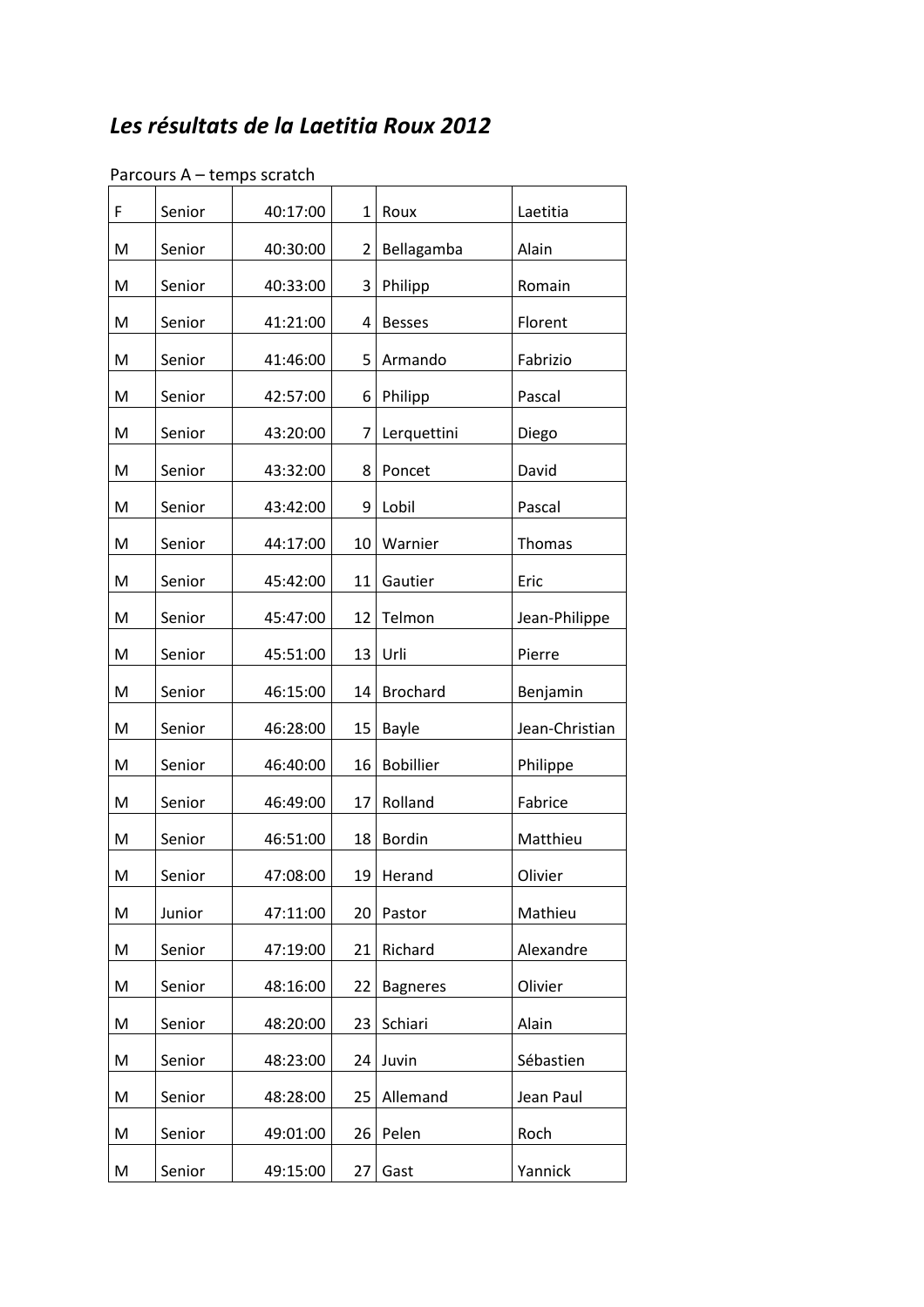# *Les résultats de la Laetitia Roux 2012*

Parcours A – temps scratch

| | | | | | |
|---|---|---|---|---|---|
| F | Senior | 40:17:00 | 1 | Roux | Laetitia |
| M | Senior | 40:30:00 | 2 | Bellagamba | Alain |
| M | Senior | 40:33:00 | 3 | Philipp | Romain |
| M | Senior | 41:21:00 | 4 | Besses | Florent |
| M | Senior | 41:46:00 | 5 | Armando | Fabrizio |
| M | Senior | 42:57:00 | 6 | Philipp | Pascal |
| M | Senior | 43:20:00 | 7 | Lerquettini | Diego |
| M | Senior | 43:32:00 | 8 | Poncet | David |
| M | Senior | 43:42:00 | 9 | Lobil | Pascal |
| M | Senior | 44:17:00 | 10 | Warnier | Thomas |
| M | Senior | 45:42:00 | 11 | Gautier | Eric |
| M | Senior | 45:47:00 | 12 | Telmon | Jean-Philippe |
| M | Senior | 45:51:00 | 13 | Urli | Pierre |
| M | Senior | 46:15:00 | 14 | Brochard | Benjamin |
| M | Senior | 46:28:00 | 15 | Bayle | Jean-Christian |
| M | Senior | 46:40:00 | 16 | Bobillier | Philippe |
| M | Senior | 46:49:00 | 17 | Rolland | Fabrice |
| M | Senior | 46:51:00 | 18 | Bordin | Matthieu |
| M | Senior | 47:08:00 | 19 | Herand | Olivier |
| M | Junior | 47:11:00 | 20 | Pastor | Mathieu |
| M | Senior | 47:19:00 | 21 | Richard | Alexandre |
| M | Senior | 48:16:00 | 22 | Bagneres | Olivier |
| M | Senior | 48:20:00 | 23 | Schiari | Alain |
| M | Senior | 48:23:00 | 24 | Juvin | Sébastien |
| M | Senior | 48:28:00 | 25 | Allemand | Jean Paul |
| M | Senior | 49:01:00 | 26 | Pelen | Roch |
| M | Senior | 49:15:00 | 27 | Gast | Yannick |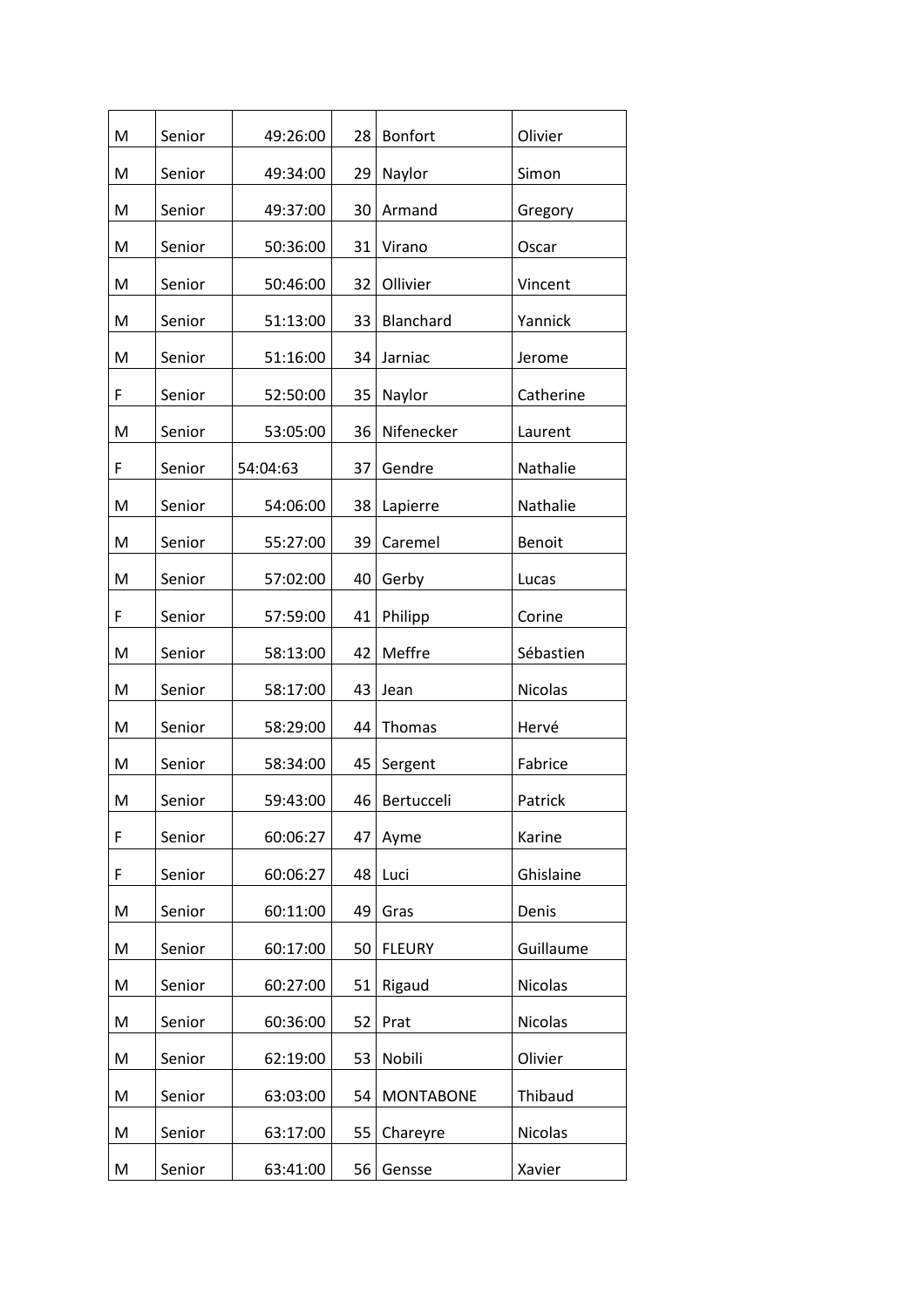| M | Senior | 49:26:00 | 28 | Bonfort | Olivier |
|---|---|---|---|---|---|
| M | Senior | 49:34:00 | 29 | Naylor | Simon |
| M | Senior | 49:37:00 | 30 | Armand | Gregory |
| M | Senior | 50:36:00 | 31 | Virano | Oscar |
| M | Senior | 50:46:00 | 32 | Ollivier | Vincent |
| M | Senior | 51:13:00 | 33 | Blanchard | Yannick |
| M | Senior | 51:16:00 | 34 | Jarniac | Jerome |
| F | Senior | 52:50:00 | 35 | Naylor | Catherine |
| M | Senior | 53:05:00 | 36 | Nifenecker | Laurent |
| F | Senior | 54:04:63 | 37 | Gendre | Nathalie |
| M | Senior | 54:06:00 | 38 | Lapierre | Nathalie |
| M | Senior | 55:27:00 | 39 | Caremel | Benoit |
| M | Senior | 57:02:00 | 40 | Gerby | Lucas |
| F | Senior | 57:59:00 | 41 | Philipp | Corine |
| M | Senior | 58:13:00 | 42 | Meffre | Sébastien |
| M | Senior | 58:17:00 | 43 | Jean | Nicolas |
| M | Senior | 58:29:00 | 44 | Thomas | Hervé |
| M | Senior | 58:34:00 | 45 | Sergent | Fabrice |
| M | Senior | 59:43:00 | 46 | Bertucceli | Patrick |
| F | Senior | 60:06:27 | 47 | Ayme | Karine |
| F | Senior | 60:06:27 | 48 | Luci | Ghislaine |
| M | Senior | 60:11:00 | 49 | Gras | Denis |
| M | Senior | 60:17:00 | 50 | FLEURY | Guillaume |
| M | Senior | 60:27:00 | 51 | Rigaud | Nicolas |
| M | Senior | 60:36:00 | 52 | Prat | Nicolas |
| M | Senior | 62:19:00 | 53 | Nobili | Olivier |
| M | Senior | 63:03:00 | 54 | MONTABONE | Thibaud |
| M | Senior | 63:17:00 | 55 | Chareyre | Nicolas |
| M | Senior | 63:41:00 | 56 | Gensse | Xavier |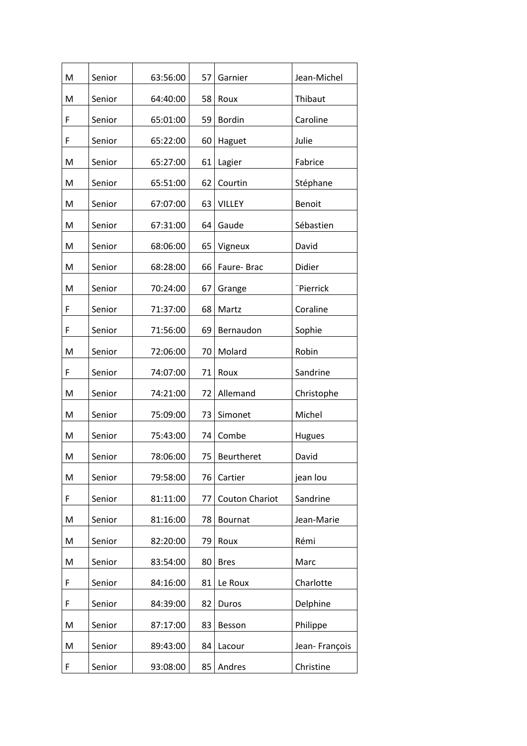| | | | | | |
|---|---|---|---|---|---|
| M | Senior | 63:56:00 | 57 | Garnier | Jean-Michel |
| M | Senior | 64:40:00 | 58 | Roux | Thibaut |
| F | Senior | 65:01:00 | 59 | Bordin | Caroline |
| F | Senior | 65:22:00 | 60 | Haguet | Julie |
| M | Senior | 65:27:00 | 61 | Lagier | Fabrice |
| M | Senior | 65:51:00 | 62 | Courtin | Stéphane |
| M | Senior | 67:07:00 | 63 | VILLEY | Benoit |
| M | Senior | 67:31:00 | 64 | Gaude | Sébastien |
| M | Senior | 68:06:00 | 65 | Vigneux | David |
| M | Senior | 68:28:00 | 66 | Faure- Brac | Didier |
| M | Senior | 70:24:00 | 67 | Grange | ¨Pierrick |
| F | Senior | 71:37:00 | 68 | Martz | Coraline |
| F | Senior | 71:56:00 | 69 | Bernaudon | Sophie |
| M | Senior | 72:06:00 | 70 | Molard | Robin |
| F | Senior | 74:07:00 | 71 | Roux | Sandrine |
| M | Senior | 74:21:00 | 72 | Allemand | Christophe |
| M | Senior | 75:09:00 | 73 | Simonet | Michel |
| M | Senior | 75:43:00 | 74 | Combe | Hugues |
| M | Senior | 78:06:00 | 75 | Beurtheret | David |
| M | Senior | 79:58:00 | 76 | Cartier | jean lou |
| F | Senior | 81:11:00 | 77 | Couton Chariot | Sandrine |
| M | Senior | 81:16:00 | 78 | Bournat | Jean-Marie |
| M | Senior | 82:20:00 | 79 | Roux | Rémi |
| M | Senior | 83:54:00 | 80 | Bres | Marc |
| F | Senior | 84:16:00 | 81 | Le Roux | Charlotte |
| F | Senior | 84:39:00 | 82 | Duros | Delphine |
| M | Senior | 87:17:00 | 83 | Besson | Philippe |
| M | Senior | 89:43:00 | 84 | Lacour | Jean- François |
| F | Senior | 93:08:00 | 85 | Andres | Christine |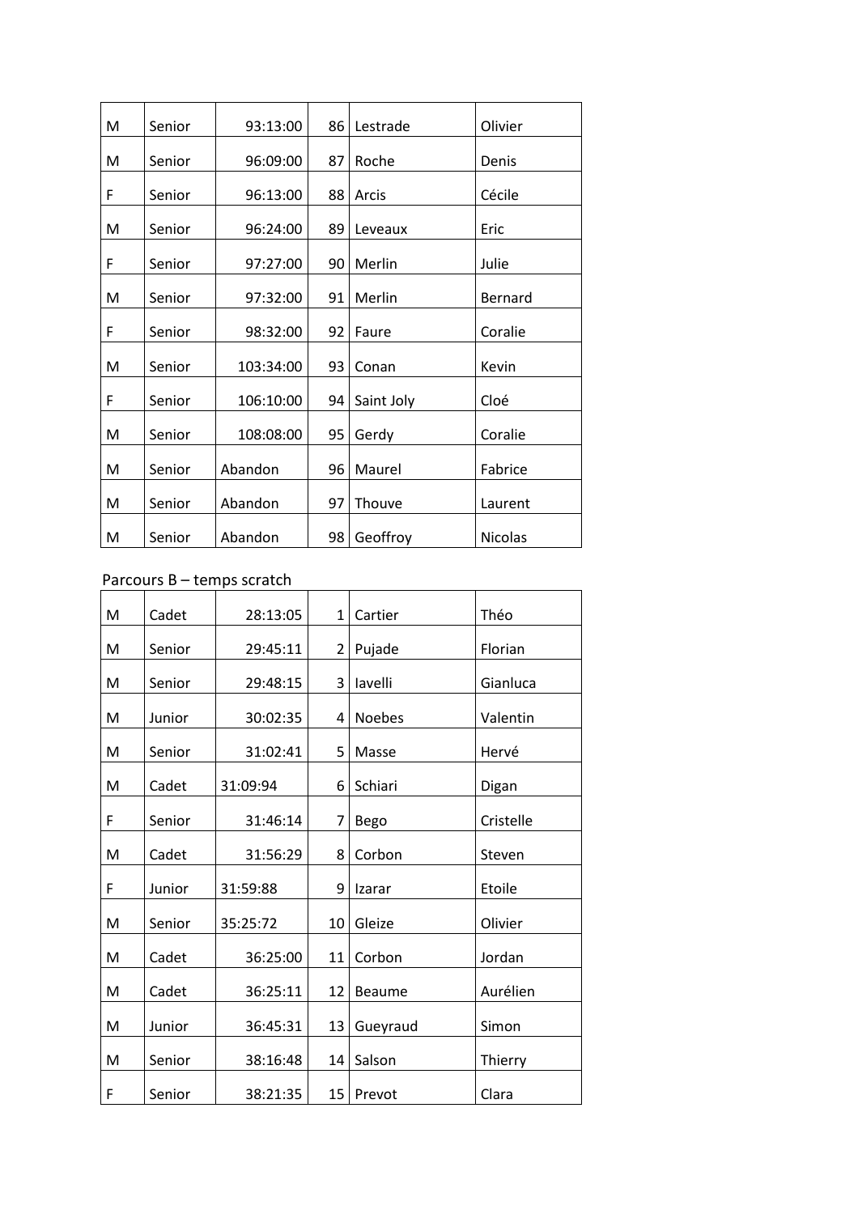| | | | | | |
|---|---|---|---|---|---|
| M | Senior | 93:13:00 | 86 | Lestrade | Olivier |
| M | Senior | 96:09:00 | 87 | Roche | Denis |
| F | Senior | 96:13:00 | 88 | Arcis | Cécile |
| M | Senior | 96:24:00 | 89 | Leveaux | Eric |
| F | Senior | 97:27:00 | 90 | Merlin | Julie |
| M | Senior | 97:32:00 | 91 | Merlin | Bernard |
| F | Senior | 98:32:00 | 92 | Faure | Coralie |
| M | Senior | 103:34:00 | 93 | Conan | Kevin |
| F | Senior | 106:10:00 | 94 | Saint Joly | Cloé |
| M | Senior | 108:08:00 | 95 | Gerdy | Coralie |
| M | Senior | Abandon | 96 | Maurel | Fabrice |
| M | Senior | Abandon | 97 | Thouve | Laurent |
| M | Senior | Abandon | 98 | Geoffroy | Nicolas |

Parcours B – temps scratch

| | | | | | |
|---|---|---|---|---|---|
| M | Cadet | 28:13:05 | 1 | Cartier | Théo |
| M | Senior | 29:45:11 | 2 | Pujade | Florian |
| M | Senior | 29:48:15 | 3 | Iavelli | Gianluca |
| M | Junior | 30:02:35 | 4 | Noebes | Valentin |
| M | Senior | 31:02:41 | 5 | Masse | Hervé |
| M | Cadet | 31:09:94 | 6 | Schiari | Digan |
| F | Senior | 31:46:14 | 7 | Bego | Cristelle |
| M | Cadet | 31:56:29 | 8 | Corbon | Steven |
| F | Junior | 31:59:88 | 9 | Izarar | Etoile |
| M | Senior | 35:25:72 | 10 | Gleize | Olivier |
| M | Cadet | 36:25:00 | 11 | Corbon | Jordan |
| M | Cadet | 36:25:11 | 12 | Beaume | Aurélien |
| M | Junior | 36:45:31 | 13 | Gueyraud | Simon |
| M | Senior | 38:16:48 | 14 | Salson | Thierry |
| F | Senior | 38:21:35 | 15 | Prevot | Clara |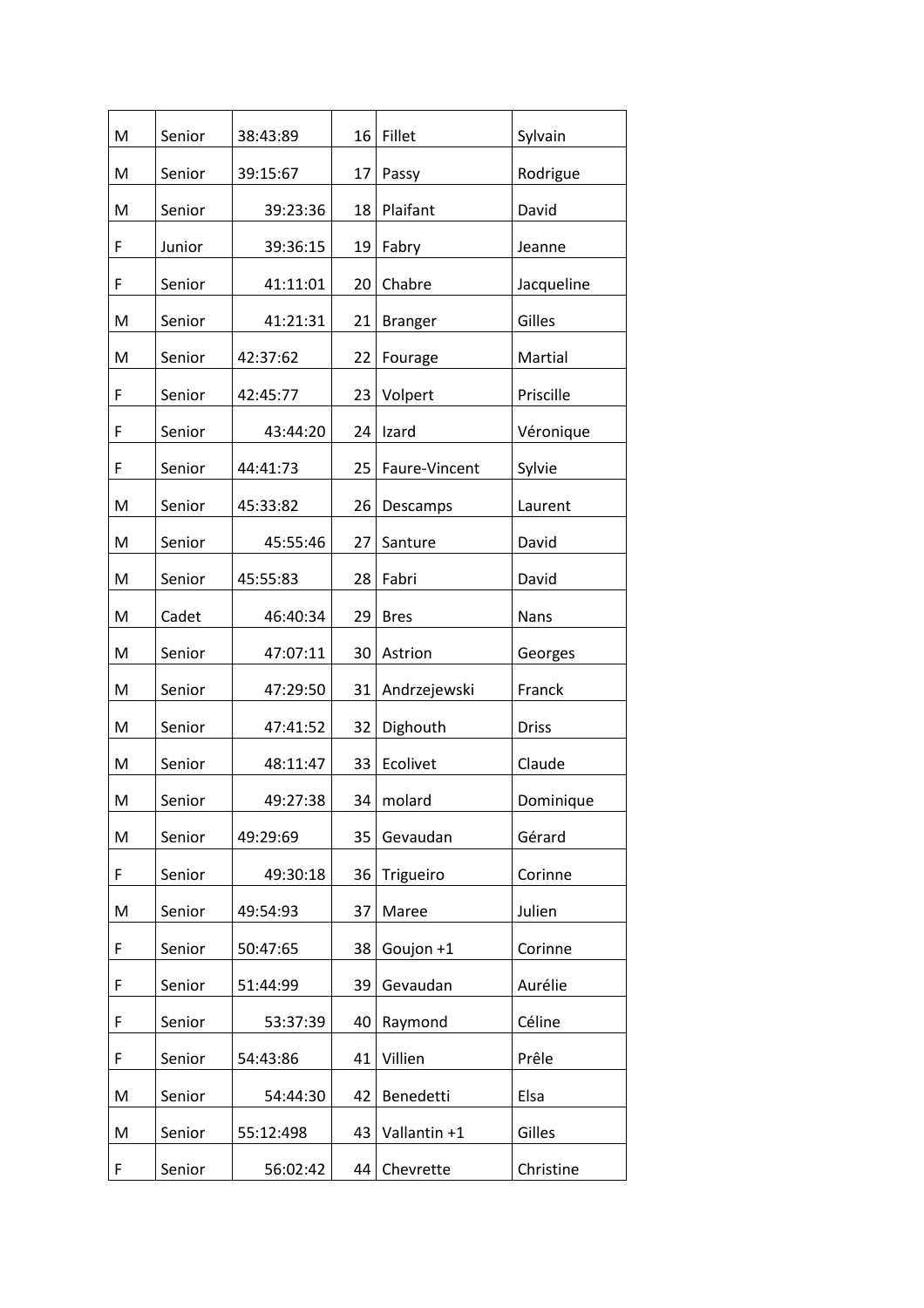| | | | | | |
|---|---|---|---|---|---|
| M | Senior | 38:43:89 | 16 | Fillet | Sylvain |
| M | Senior | 39:15:67 | 17 | Passy | Rodrigue |
| M | Senior | 39:23:36 | 18 | Plaifant | David |
| F | Junior | 39:36:15 | 19 | Fabry | Jeanne |
| F | Senior | 41:11:01 | 20 | Chabre | Jacqueline |
| M | Senior | 41:21:31 | 21 | Branger | Gilles |
| M | Senior | 42:37:62 | 22 | Fourage | Martial |
| F | Senior | 42:45:77 | 23 | Volpert | Priscille |
| F | Senior | 43:44:20 | 24 | Izard | Véronique |
| F | Senior | 44:41:73 | 25 | Faure-Vincent | Sylvie |
| M | Senior | 45:33:82 | 26 | Descamps | Laurent |
| M | Senior | 45:55:46 | 27 | Santure | David |
| M | Senior | 45:55:83 | 28 | Fabri | David |
| M | Cadet | 46:40:34 | 29 | Bres | Nans |
| M | Senior | 47:07:11 | 30 | Astrion | Georges |
| M | Senior | 47:29:50 | 31 | Andrzejewski | Franck |
| M | Senior | 47:41:52 | 32 | Dighouth | Driss |
| M | Senior | 48:11:47 | 33 | Ecolivet | Claude |
| M | Senior | 49:27:38 | 34 | molard | Dominique |
| M | Senior | 49:29:69 | 35 | Gevaudan | Gérard |
| F | Senior | 49:30:18 | 36 | Trigueiro | Corinne |
| M | Senior | 49:54:93 | 37 | Maree | Julien |
| F | Senior | 50:47:65 | 38 | Goujon +1 | Corinne |
| F | Senior | 51:44:99 | 39 | Gevaudan | Aurélie |
| F | Senior | 53:37:39 | 40 | Raymond | Céline |
| F | Senior | 54:43:86 | 41 | Villien | Prêle |
| M | Senior | 54:44:30 | 42 | Benedetti | Elsa |
| M | Senior | 55:12:498 | 43 | Vallantin +1 | Gilles |
| F | Senior | 56:02:42 | 44 | Chevrette | Christine |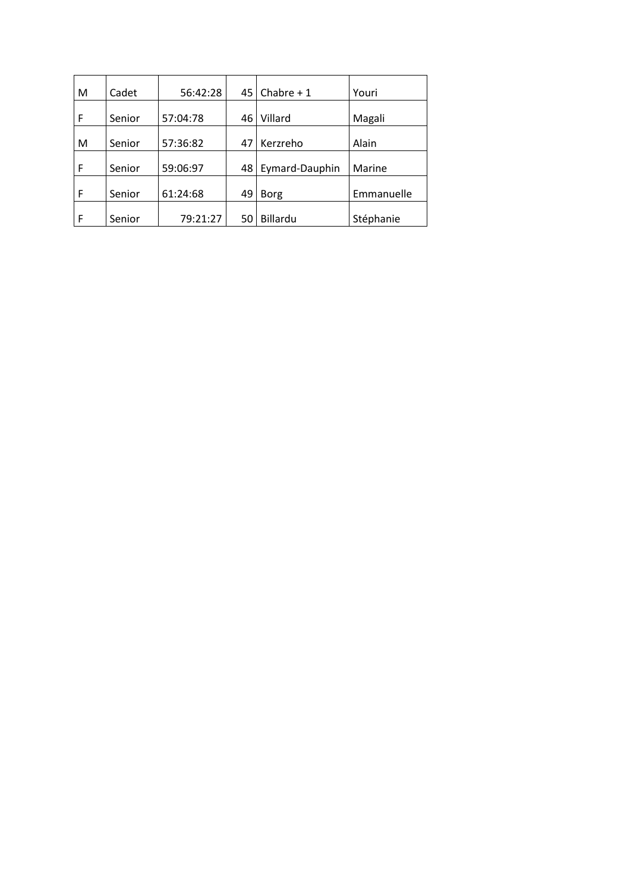| | | | | | |
|---|---|---|---|---|---|
| M | Cadet | 56:42:28 | 45 | Chabre + 1 | Youri |
| F | Senior | 57:04:78 | 46 | Villard | Magali |
| M | Senior | 57:36:82 | 47 | Kerzreho | Alain |
| F | Senior | 59:06:97 | 48 | Eymard-Dauphin | Marine |
| F | Senior | 61:24:68 | 49 | Borg | Emmanuelle |
| F | Senior | 79:21:27 | 50 | Billardu | Stéphanie |